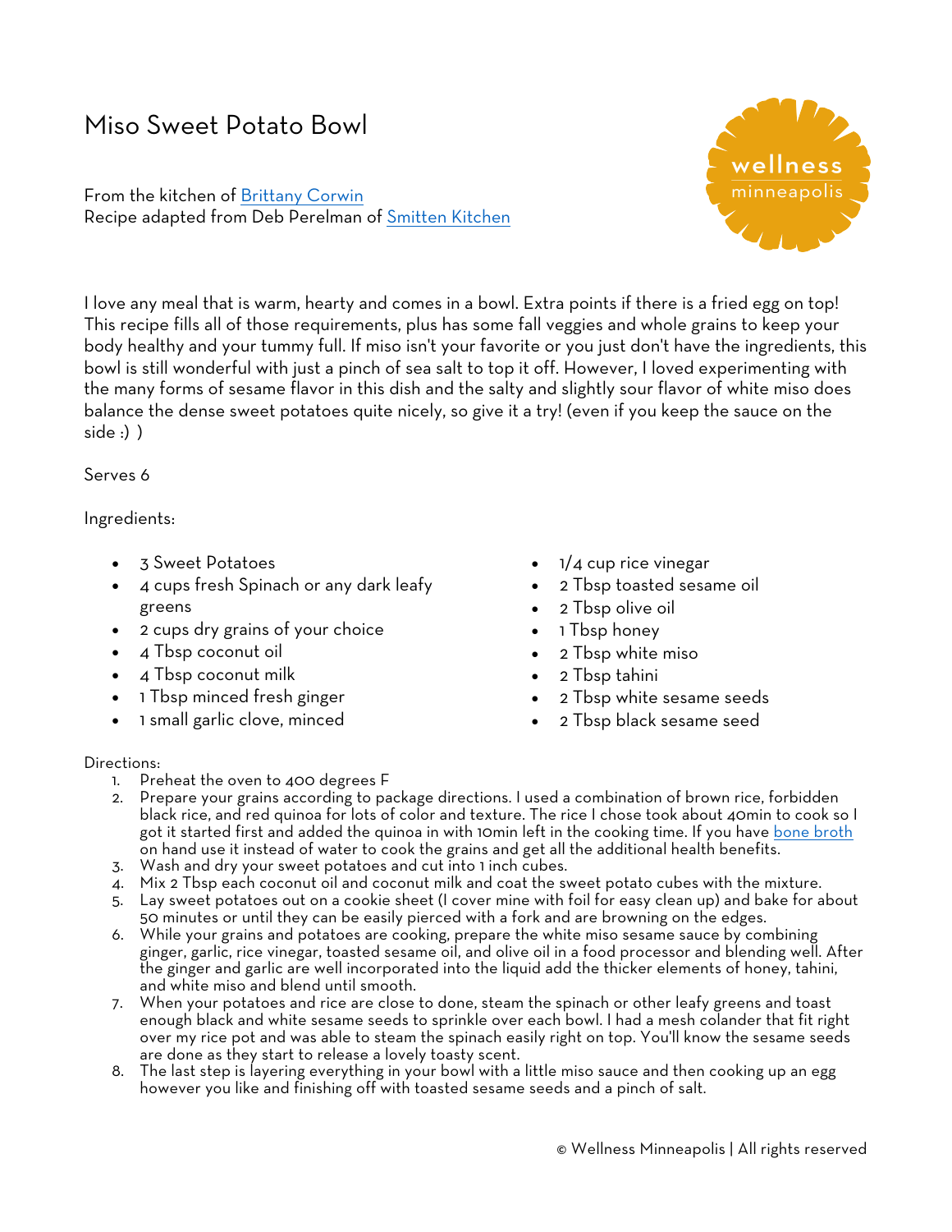# Miso Sweet Potato Bowl

From the kitchen of [Brittany Corwin]
Recipe adapted from Deb Perelman of [Smitten Kitchen]

wellness minneapolis

I love any meal that is warm, hearty and comes in a bowl. Extra points if there is a fried egg on top! This recipe fills all of those requirements, plus has some fall veggies and whole grains to keep your body healthy and your tummy full. If miso isn't your favorite or you just don't have the ingredients, this bowl is still wonderful with just a pinch of sea salt to top it off. However, I loved experimenting with the many forms of sesame flavor in this dish and the salty and slightly sour flavor of white miso does balance the dense sweet potatoes quite nicely, so give it a try! (even if you keep the sauce on the side :) )

Serves 6

Ingredients:

- 3 Sweet Potatoes
- 4 cups fresh Spinach or any dark leafy greens
- 2 cups dry grains of your choice
- 4 Tbsp coconut oil
- 4 Tbsp coconut milk
- 1 Tbsp minced fresh ginger
- 1 small garlic clove, minced
- 1/4 cup rice vinegar
- 2 Tbsp toasted sesame oil
- 2 Tbsp olive oil
- 1 Tbsp honey
- 2 Tbsp white miso
- 2 Tbsp tahini
- 2 Tbsp white sesame seeds
- 2 Tbsp black sesame seed

Directions:

1. Preheat the oven to 400 degrees F
2. Prepare your grains according to package directions. I used a combination of brown rice, forbidden black rice, and red quinoa for lots of color and texture. The rice I chose took about 40min to cook so I got it started first and added the quinoa in with 10min left in the cooking time. If you have bone broth on hand use it instead of water to cook the grains and get all the additional health benefits.
3. Wash and dry your sweet potatoes and cut into 1 inch cubes.
4. Mix 2 Tbsp each coconut oil and coconut milk and coat the sweet potato cubes with the mixture.
5. Lay sweet potatoes out on a cookie sheet (I cover mine with foil for easy clean up) and bake for about 50 minutes or until they can be easily pierced with a fork and are browning on the edges.
6. While your grains and potatoes are cooking, prepare the white miso sesame sauce by combining ginger, garlic, rice vinegar, toasted sesame oil, and olive oil in a food processor and blending well. After the ginger and garlic are well incorporated into the liquid add the thicker elements of honey, tahini, and white miso and blend until smooth.
7. When your potatoes and rice are close to done, steam the spinach or other leafy greens and toast enough black and white sesame seeds to sprinkle over each bowl. I had a mesh colander that fit right over my rice pot and was able to steam the spinach easily right on top. You'll know the sesame seeds are done as they start to release a lovely toasty scent.
8. The last step is layering everything in your bowl with a little miso sauce and then cooking up an egg however you like and finishing off with toasted sesame seeds and a pinch of salt.

© Wellness Minneapolis | All rights reserved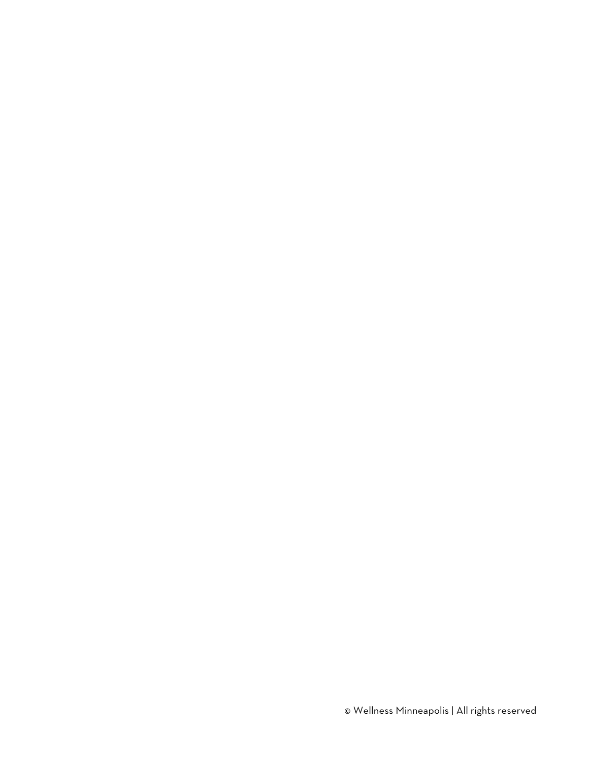© Wellness Minneapolis | All rights reserved